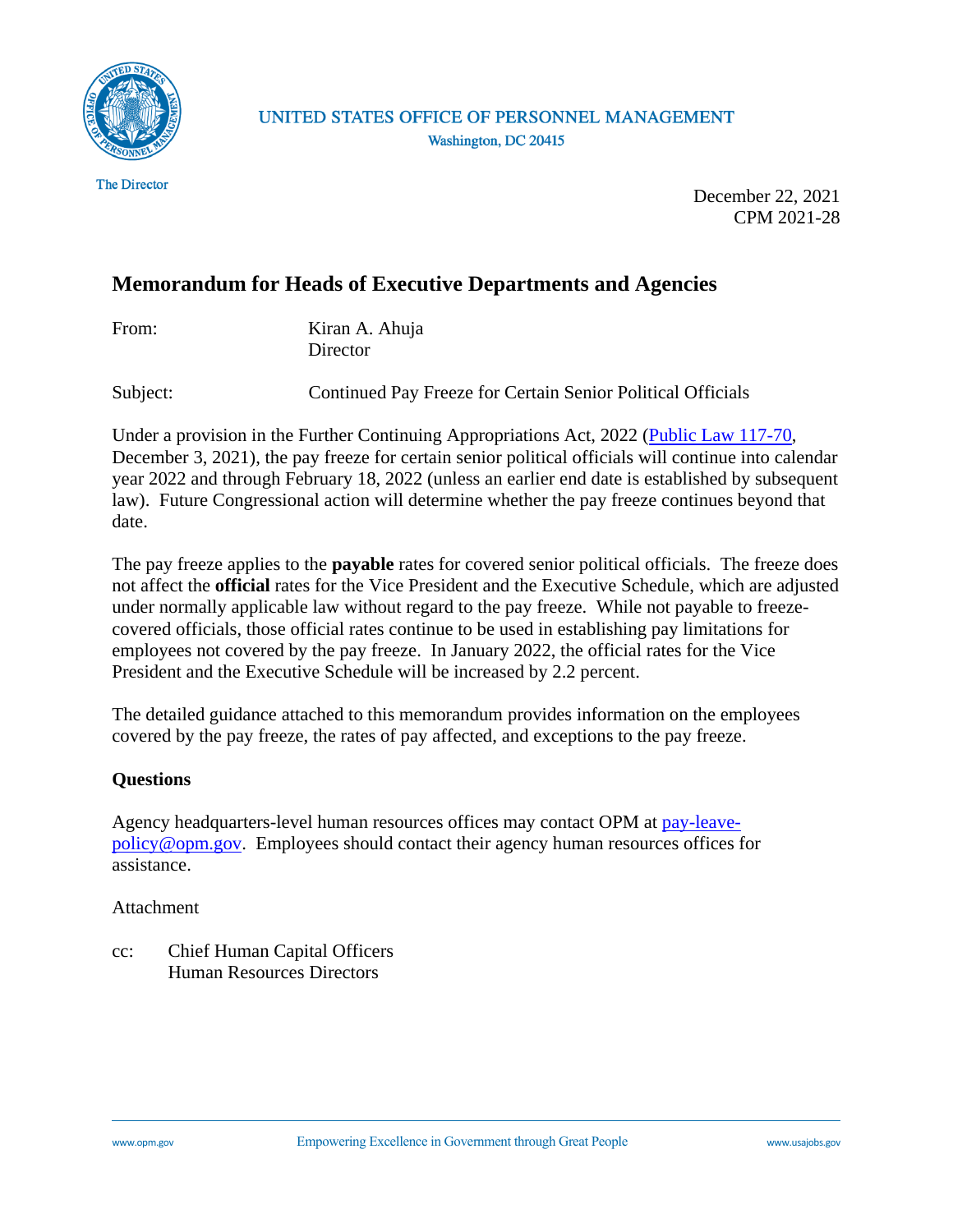UNITED STATES OFFICE OF PERSONNEL MANAGEMENT
Washington, DC 20415

The Director

December 22, 2021
CPM 2021-28

## Memorandum for Heads of Executive Departments and Agencies

From: Kiran A. Ahuja
Director

Subject: Continued Pay Freeze for Certain Senior Political Officials

Under a provision in the Further Continuing Appropriations Act, 2022 (Public Law 117-70, December 3, 2021), the pay freeze for certain senior political officials will continue into calendar year 2022 and through February 18, 2022 (unless an earlier end date is established by subsequent law). Future Congressional action will determine whether the pay freeze continues beyond that date.

The pay freeze applies to the **payable** rates for covered senior political officials. The freeze does not affect the **official** rates for the Vice President and the Executive Schedule, which are adjusted under normally applicable law without regard to the pay freeze. While not payable to freeze-covered officials, those official rates continue to be used in establishing pay limitations for employees not covered by the pay freeze. In January 2022, the official rates for the Vice President and the Executive Schedule will be increased by 2.2 percent.

The detailed guidance attached to this memorandum provides information on the employees covered by the pay freeze, the rates of pay affected, and exceptions to the pay freeze.

### Questions

Agency headquarters-level human resources offices may contact OPM at pay-leave-policy@opm.gov. Employees should contact their agency human resources offices for assistance.

Attachment

cc: Chief Human Capital Officers
Human Resources Directors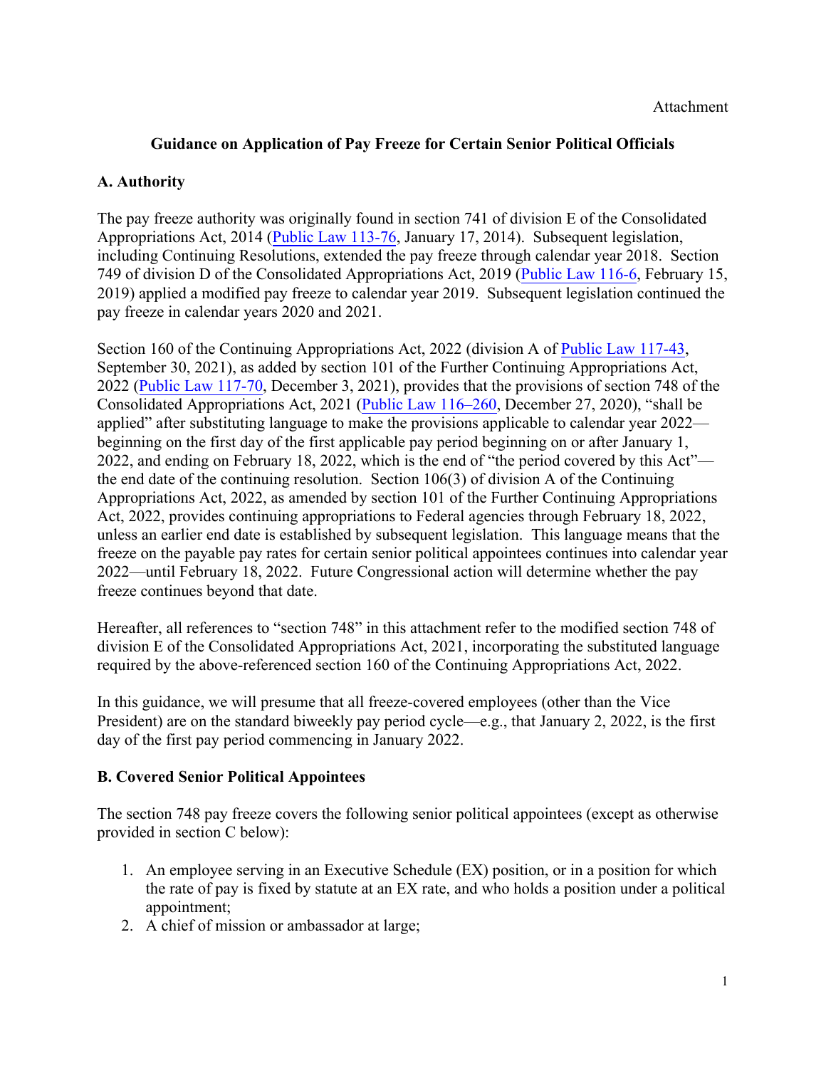Attachment

## Guidance on Application of Pay Freeze for Certain Senior Political Officials

### A. Authority

The pay freeze authority was originally found in section 741 of division E of the Consolidated Appropriations Act, 2014 (Public Law 113-76, January 17, 2014). Subsequent legislation, including Continuing Resolutions, extended the pay freeze through calendar year 2018. Section 749 of division D of the Consolidated Appropriations Act, 2019 (Public Law 116-6, February 15, 2019) applied a modified pay freeze to calendar year 2019. Subsequent legislation continued the pay freeze in calendar years 2020 and 2021.

Section 160 of the Continuing Appropriations Act, 2022 (division A of Public Law 117-43, September 30, 2021), as added by section 101 of the Further Continuing Appropriations Act, 2022 (Public Law 117-70, December 3, 2021), provides that the provisions of section 748 of the Consolidated Appropriations Act, 2021 (Public Law 116–260, December 27, 2020), "shall be applied" after substituting language to make the provisions applicable to calendar year 2022—beginning on the first day of the first applicable pay period beginning on or after January 1, 2022, and ending on February 18, 2022, which is the end of "the period covered by this Act"—the end date of the continuing resolution. Section 106(3) of division A of the Continuing Appropriations Act, 2022, as amended by section 101 of the Further Continuing Appropriations Act, 2022, provides continuing appropriations to Federal agencies through February 18, 2022, unless an earlier end date is established by subsequent legislation. This language means that the freeze on the payable pay rates for certain senior political appointees continues into calendar year 2022—until February 18, 2022. Future Congressional action will determine whether the pay freeze continues beyond that date.

Hereafter, all references to "section 748" in this attachment refer to the modified section 748 of division E of the Consolidated Appropriations Act, 2021, incorporating the substituted language required by the above-referenced section 160 of the Continuing Appropriations Act, 2022.

In this guidance, we will presume that all freeze-covered employees (other than the Vice President) are on the standard biweekly pay period cycle—e.g., that January 2, 2022, is the first day of the first pay period commencing in January 2022.

### B. Covered Senior Political Appointees

The section 748 pay freeze covers the following senior political appointees (except as otherwise provided in section C below):

1. An employee serving in an Executive Schedule (EX) position, or in a position for which the rate of pay is fixed by statute at an EX rate, and who holds a position under a political appointment;
2. A chief of mission or ambassador at large;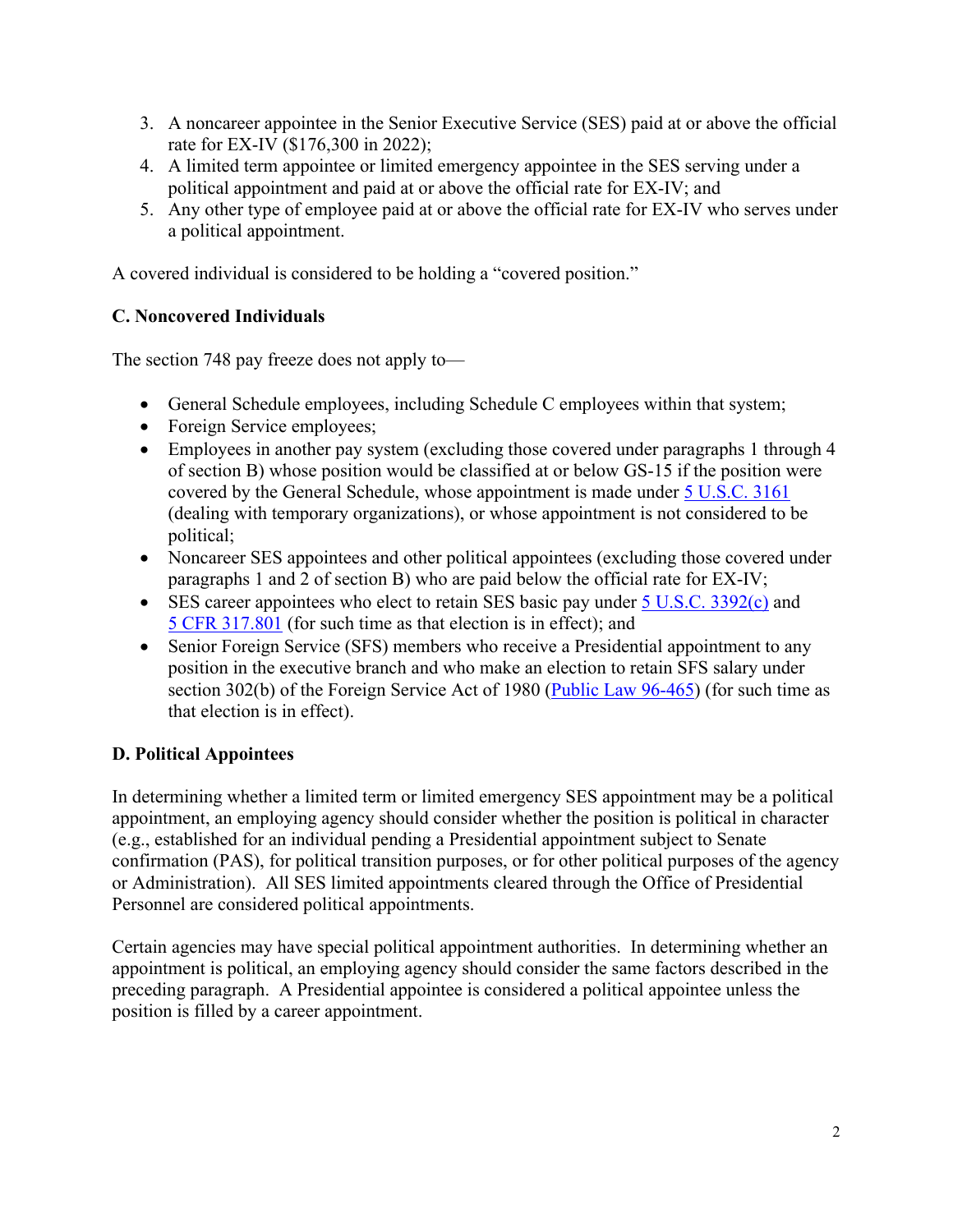3. A noncareer appointee in the Senior Executive Service (SES) paid at or above the official rate for EX-IV ($176,300 in 2022);
4. A limited term appointee or limited emergency appointee in the SES serving under a political appointment and paid at or above the official rate for EX-IV; and
5. Any other type of employee paid at or above the official rate for EX-IV who serves under a political appointment.

A covered individual is considered to be holding a "covered position."

**C. Noncovered Individuals**

The section 748 pay freeze does not apply to—

- General Schedule employees, including Schedule C employees within that system;
- Foreign Service employees;
- Employees in another pay system (excluding those covered under paragraphs 1 through 4 of section B) whose position would be classified at or below GS-15 if the position were covered by the General Schedule, whose appointment is made under [5 U.S.C. 3161](#) (dealing with temporary organizations), or whose appointment is not considered to be political;
- Noncareer SES appointees and other political appointees (excluding those covered under paragraphs 1 and 2 of section B) who are paid below the official rate for EX-IV;
- SES career appointees who elect to retain SES basic pay under [5 U.S.C. 3392(c)](#) and [5 CFR 317.801](#) (for such time as that election is in effect); and
- Senior Foreign Service (SFS) members who receive a Presidential appointment to any position in the executive branch and who make an election to retain SFS salary under section 302(b) of the Foreign Service Act of 1980 ([Public Law 96-465](#)) (for such time as that election is in effect).

**D. Political Appointees**

In determining whether a limited term or limited emergency SES appointment may be a political appointment, an employing agency should consider whether the position is political in character (e.g., established for an individual pending a Presidential appointment subject to Senate confirmation (PAS), for political transition purposes, or for other political purposes of the agency or Administration). All SES limited appointments cleared through the Office of Presidential Personnel are considered political appointments.

Certain agencies may have special political appointment authorities. In determining whether an appointment is political, an employing agency should consider the same factors described in the preceding paragraph. A Presidential appointee is considered a political appointee unless the position is filled by a career appointment.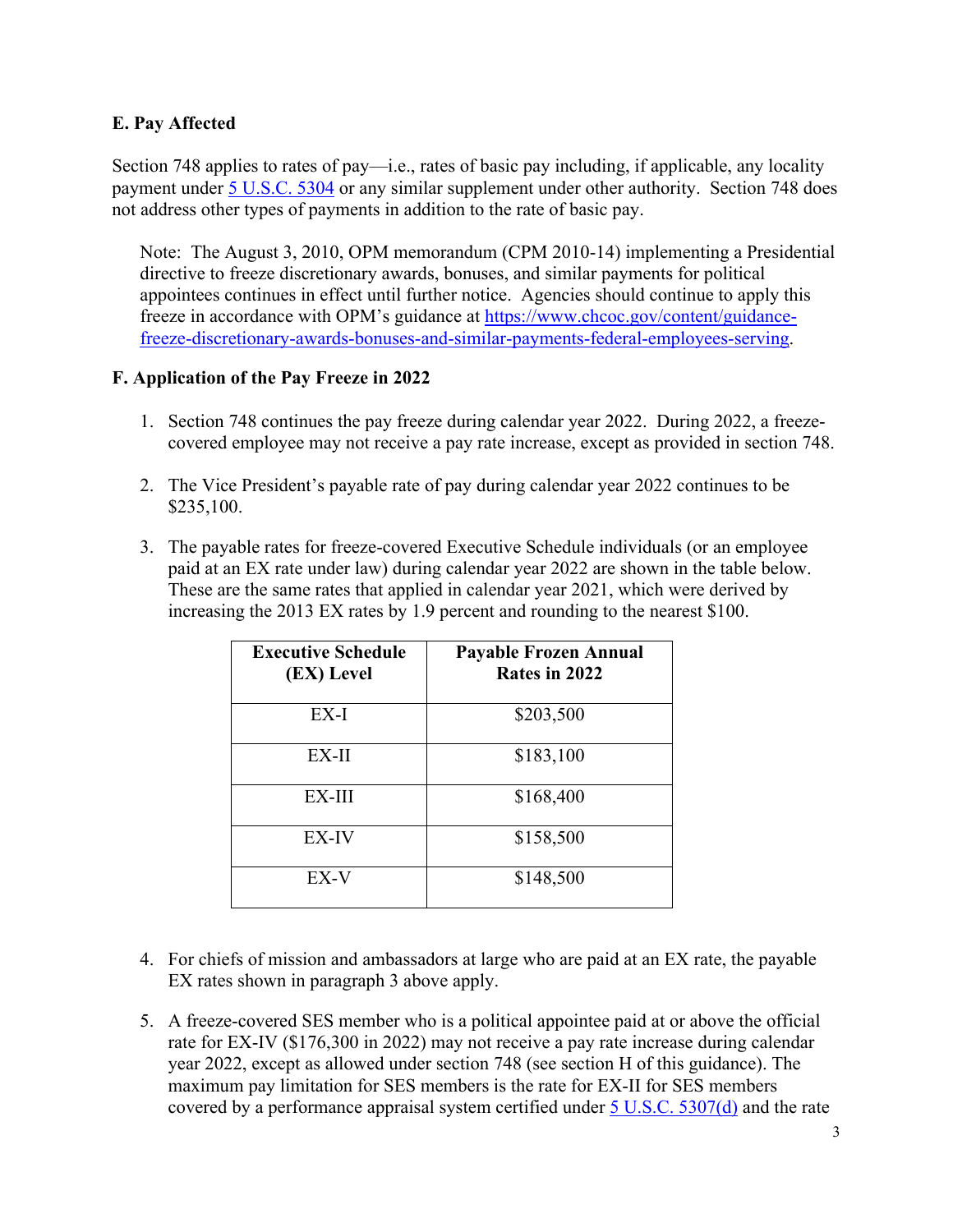## E. Pay Affected

Section 748 applies to rates of pay—i.e., rates of basic pay including, if applicable, any locality payment under [5 U.S.C. 5304](https://www.law.cornell.edu/uscode/text/5/5304) or any similar supplement under other authority. Section 748 does not address other types of payments in addition to the rate of basic pay.

> Note: The August 3, 2010, OPM memorandum (CPM 2010-14) implementing a Presidential directive to freeze discretionary awards, bonuses, and similar payments for political appointees continues in effect until further notice. Agencies should continue to apply this freeze in accordance with OPM's guidance at [https://www.chcoc.gov/content/guidance-freeze-discretionary-awards-bonuses-and-similar-payments-federal-employees-serving](https://www.chcoc.gov/content/guidance-freeze-discretionary-awards-bonuses-and-similar-payments-federal-employees-serving).

## F. Application of the Pay Freeze in 2022

1. Section 748 continues the pay freeze during calendar year 2022. During 2022, a freeze-covered employee may not receive a pay rate increase, except as provided in section 748.

2. The Vice President's payable rate of pay during calendar year 2022 continues to be $235,100.

3. The payable rates for freeze-covered Executive Schedule individuals (or an employee paid at an EX rate under law) during calendar year 2022 are shown in the table below. These are the same rates that applied in calendar year 2021, which were derived by increasing the 2013 EX rates by 1.9 percent and rounding to the nearest $100.

| Executive Schedule (EX) Level | Payable Frozen Annual Rates in 2022 |
|---|---|
| EX-I | $203,500 |
| EX-II | $183,100 |
| EX-III | $168,400 |
| EX-IV | $158,500 |
| EX-V | $148,500 |

4. For chiefs of mission and ambassadors at large who are paid at an EX rate, the payable EX rates shown in paragraph 3 above apply.

5. A freeze-covered SES member who is a political appointee paid at or above the official rate for EX-IV ($176,300 in 2022) may not receive a pay rate increase during calendar year 2022, except as allowed under section 748 (see section H of this guidance). The maximum pay limitation for SES members is the rate for EX-II for SES members covered by a performance appraisal system certified under [5 U.S.C. 5307(d)](https://www.law.cornell.edu/uscode/text/5/5307) and the rate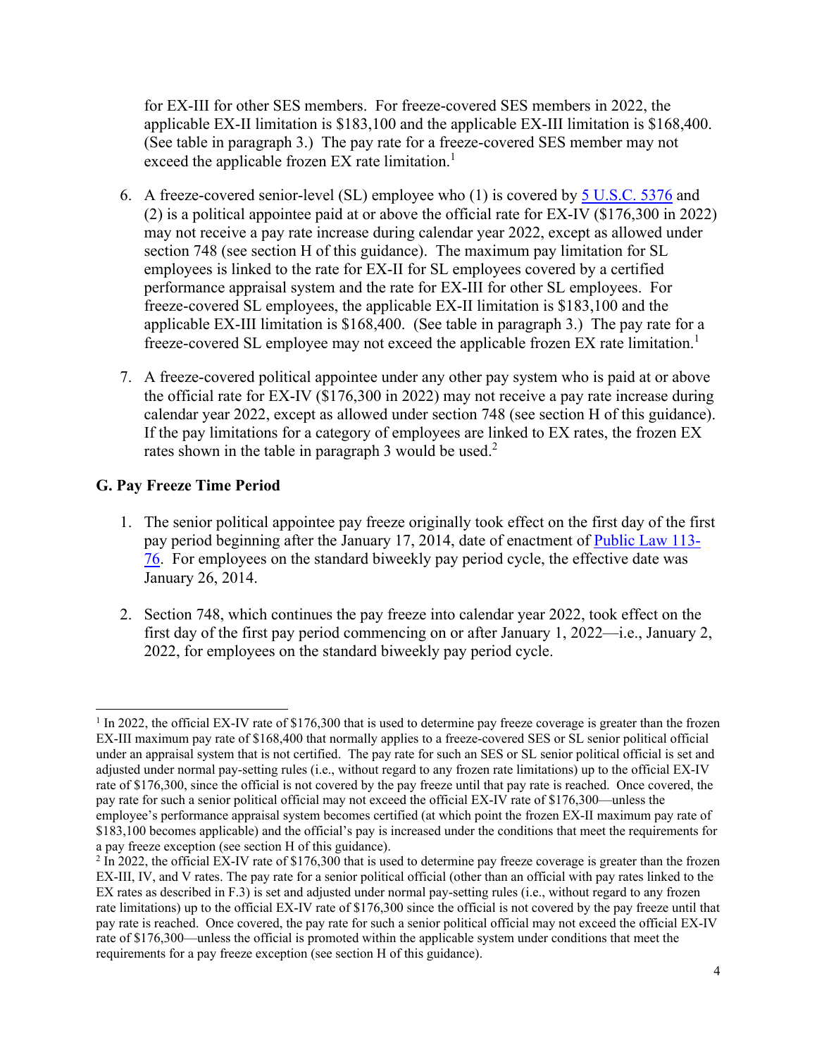for EX-III for other SES members. For freeze-covered SES members in 2022, the applicable EX-II limitation is $183,100 and the applicable EX-III limitation is $168,400. (See table in paragraph 3.) The pay rate for a freeze-covered SES member may not exceed the applicable frozen EX rate limitation.[1]

6. A freeze-covered senior-level (SL) employee who (1) is covered by 5 U.S.C. 5376 and (2) is a political appointee paid at or above the official rate for EX-IV ($176,300 in 2022) may not receive a pay rate increase during calendar year 2022, except as allowed under section 748 (see section H of this guidance). The maximum pay limitation for SL employees is linked to the rate for EX-II for SL employees covered by a certified performance appraisal system and the rate for EX-III for other SL employees. For freeze-covered SL employees, the applicable EX-II limitation is $183,100 and the applicable EX-III limitation is $168,400. (See table in paragraph 3.) The pay rate for a freeze-covered SL employee may not exceed the applicable frozen EX rate limitation.[1]

7. A freeze-covered political appointee under any other pay system who is paid at or above the official rate for EX-IV ($176,300 in 2022) may not receive a pay rate increase during calendar year 2022, except as allowed under section 748 (see section H of this guidance). If the pay limitations for a category of employees are linked to EX rates, the frozen EX rates shown in the table in paragraph 3 would be used.[2]

### G. Pay Freeze Time Period

1. The senior political appointee pay freeze originally took effect on the first day of the first pay period beginning after the January 17, 2014, date of enactment of Public Law 113-76. For employees on the standard biweekly pay period cycle, the effective date was January 26, 2014.

2. Section 748, which continues the pay freeze into calendar year 2022, took effect on the first day of the first pay period commencing on or after January 1, 2022—i.e., January 2, 2022, for employees on the standard biweekly pay period cycle.

---

[1] In 2022, the official EX-IV rate of $176,300 that is used to determine pay freeze coverage is greater than the frozen EX-III maximum pay rate of $168,400 that normally applies to a freeze-covered SES or SL senior political official under an appraisal system that is not certified. The pay rate for such an SES or SL senior political official is set and adjusted under normal pay-setting rules (i.e., without regard to any frozen rate limitations) up to the official EX-IV rate of $176,300, since the official is not covered by the pay freeze until that pay rate is reached. Once covered, the pay rate for such a senior political official may not exceed the official EX-IV rate of $176,300—unless the employee's performance appraisal system becomes certified (at which point the frozen EX-II maximum pay rate of $183,100 becomes applicable) and the official's pay is increased under the conditions that meet the requirements for a pay freeze exception (see section H of this guidance).

[2] In 2022, the official EX-IV rate of $176,300 that is used to determine pay freeze coverage is greater than the frozen EX-III, IV, and V rates. The pay rate for a senior political official (other than an official with pay rates linked to the EX rates as described in F.3) is set and adjusted under normal pay-setting rules (i.e., without regard to any frozen rate limitations) up to the official EX-IV rate of $176,300 since the official is not covered by the pay freeze until that pay rate is reached. Once covered, the pay rate for such a senior political official may not exceed the official EX-IV rate of $176,300—unless the official is promoted within the applicable system under conditions that meet the requirements for a pay freeze exception (see section H of this guidance).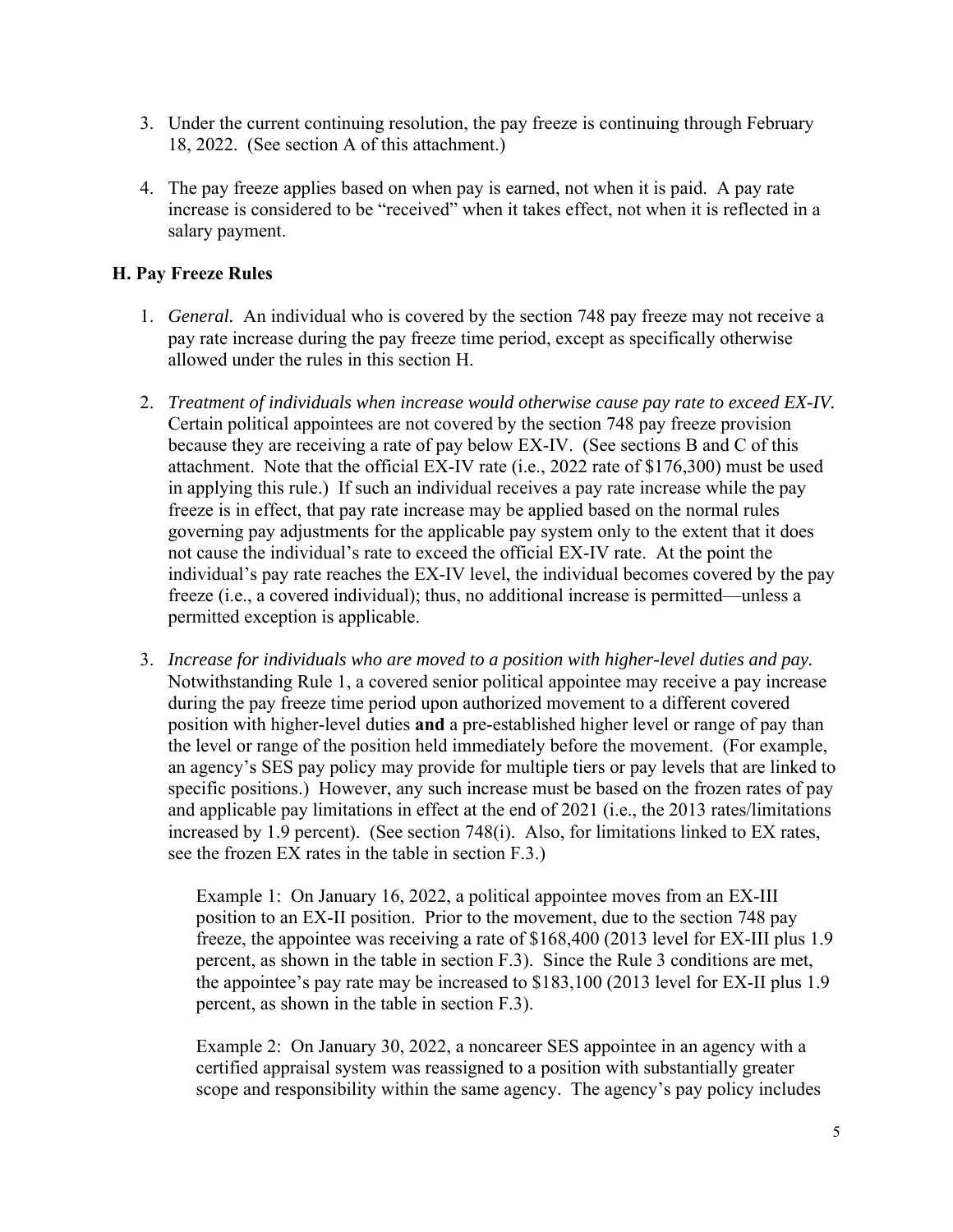3. Under the current continuing resolution, the pay freeze is continuing through February 18, 2022. (See section A of this attachment.)

4. The pay freeze applies based on when pay is earned, not when it is paid. A pay rate increase is considered to be "received" when it takes effect, not when it is reflected in a salary payment.

### H. Pay Freeze Rules

1. *General.* An individual who is covered by the section 748 pay freeze may not receive a pay rate increase during the pay freeze time period, except as specifically otherwise allowed under the rules in this section H.

2. *Treatment of individuals when increase would otherwise cause pay rate to exceed EX-IV.* Certain political appointees are not covered by the section 748 pay freeze provision because they are receiving a rate of pay below EX-IV. (See sections B and C of this attachment. Note that the official EX-IV rate (i.e., 2022 rate of $176,300) must be used in applying this rule.) If such an individual receives a pay rate increase while the pay freeze is in effect, that pay rate increase may be applied based on the normal rules governing pay adjustments for the applicable pay system only to the extent that it does not cause the individual's rate to exceed the official EX-IV rate. At the point the individual's pay rate reaches the EX-IV level, the individual becomes covered by the pay freeze (i.e., a covered individual); thus, no additional increase is permitted—unless a permitted exception is applicable.

3. *Increase for individuals who are moved to a position with higher-level duties and pay.* Notwithstanding Rule 1, a covered senior political appointee may receive a pay increase during the pay freeze time period upon authorized movement to a different covered position with higher-level duties **and** a pre-established higher level or range of pay than the level or range of the position held immediately before the movement. (For example, an agency's SES pay policy may provide for multiple tiers or pay levels that are linked to specific positions.) However, any such increase must be based on the frozen rates of pay and applicable pay limitations in effect at the end of 2021 (i.e., the 2013 rates/limitations increased by 1.9 percent). (See section 748(i). Also, for limitations linked to EX rates, see the frozen EX rates in the table in section F.3.)

   Example 1: On January 16, 2022, a political appointee moves from an EX-III position to an EX-II position. Prior to the movement, due to the section 748 pay freeze, the appointee was receiving a rate of $168,400 (2013 level for EX-III plus 1.9 percent, as shown in the table in section F.3). Since the Rule 3 conditions are met, the appointee's pay rate may be increased to $183,100 (2013 level for EX-II plus 1.9 percent, as shown in the table in section F.3).

   Example 2: On January 30, 2022, a noncareer SES appointee in an agency with a certified appraisal system was reassigned to a position with substantially greater scope and responsibility within the same agency. The agency's pay policy includes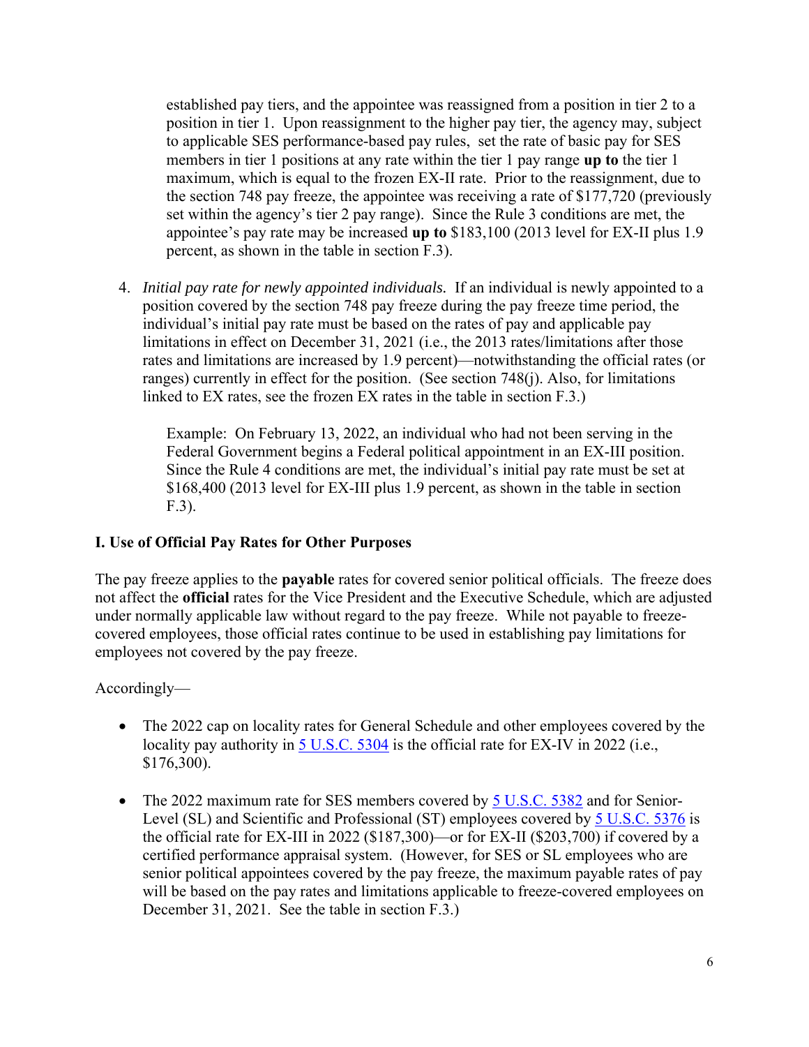established pay tiers, and the appointee was reassigned from a position in tier 2 to a position in tier 1. Upon reassignment to the higher pay tier, the agency may, subject to applicable SES performance-based pay rules, set the rate of basic pay for SES members in tier 1 positions at any rate within the tier 1 pay range **up to** the tier 1 maximum, which is equal to the frozen EX-II rate. Prior to the reassignment, due to the section 748 pay freeze, the appointee was receiving a rate of $177,720 (previously set within the agency's tier 2 pay range). Since the Rule 3 conditions are met, the appointee's pay rate may be increased **up to** $183,100 (2013 level for EX-II plus 1.9 percent, as shown in the table in section F.3).

4. *Initial pay rate for newly appointed individuals.* If an individual is newly appointed to a position covered by the section 748 pay freeze during the pay freeze time period, the individual's initial pay rate must be based on the rates of pay and applicable pay limitations in effect on December 31, 2021 (i.e., the 2013 rates/limitations after those rates and limitations are increased by 1.9 percent)—notwithstanding the official rates (or ranges) currently in effect for the position. (See section 748(j). Also, for limitations linked to EX rates, see the frozen EX rates in the table in section F.3.)

   Example: On February 13, 2022, an individual who had not been serving in the Federal Government begins a Federal political appointment in an EX-III position. Since the Rule 4 conditions are met, the individual's initial pay rate must be set at $168,400 (2013 level for EX-III plus 1.9 percent, as shown in the table in section F.3).

## I. Use of Official Pay Rates for Other Purposes

The pay freeze applies to the **payable** rates for covered senior political officials. The freeze does not affect the **official** rates for the Vice President and the Executive Schedule, which are adjusted under normally applicable law without regard to the pay freeze. While not payable to freeze-covered employees, those official rates continue to be used in establishing pay limitations for employees not covered by the pay freeze.

Accordingly—

- The 2022 cap on locality rates for General Schedule and other employees covered by the locality pay authority in 5 U.S.C. 5304 is the official rate for EX-IV in 2022 (i.e., $176,300).
- The 2022 maximum rate for SES members covered by 5 U.S.C. 5382 and for Senior-Level (SL) and Scientific and Professional (ST) employees covered by 5 U.S.C. 5376 is the official rate for EX-III in 2022 ($187,300)—or for EX-II ($203,700) if covered by a certified performance appraisal system. (However, for SES or SL employees who are senior political appointees covered by the pay freeze, the maximum payable rates of pay will be based on the pay rates and limitations applicable to freeze-covered employees on December 31, 2021. See the table in section F.3.)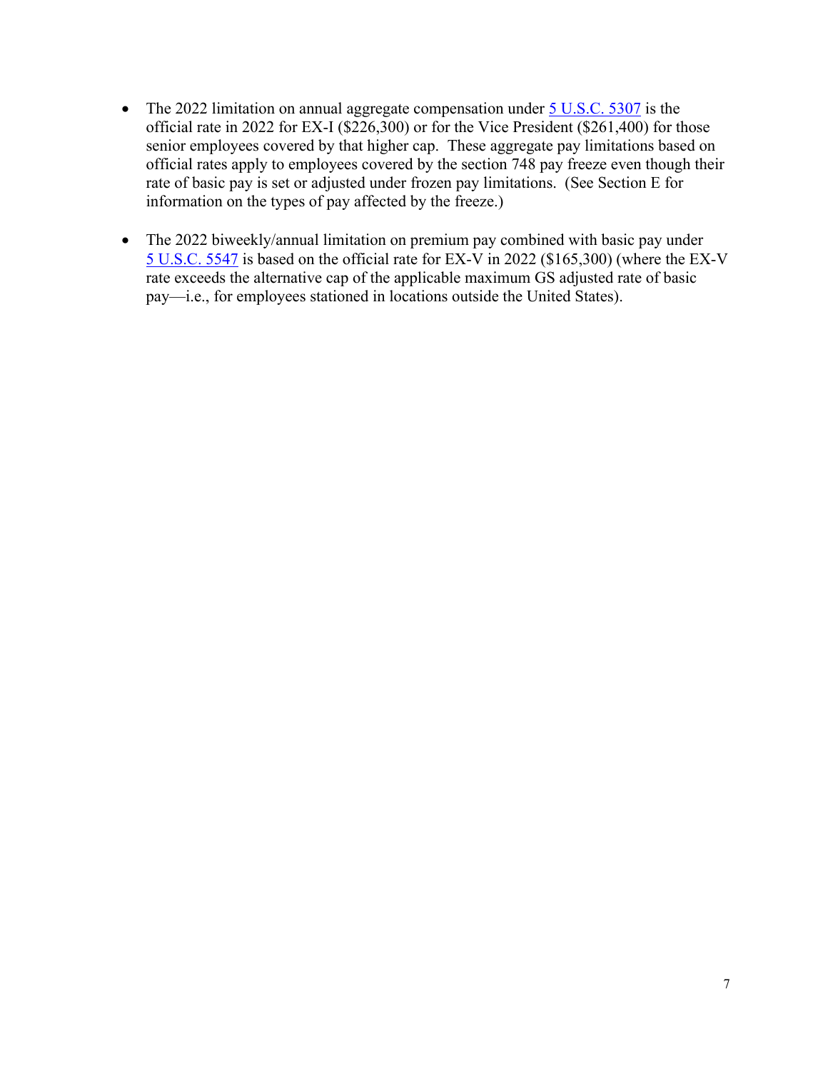- The 2022 limitation on annual aggregate compensation under [5 U.S.C. 5307](5 U.S.C. 5307) is the official rate in 2022 for EX-I ($226,300) or for the Vice President ($261,400) for those senior employees covered by that higher cap. These aggregate pay limitations based on official rates apply to employees covered by the section 748 pay freeze even though their rate of basic pay is set or adjusted under frozen pay limitations. (See Section E for information on the types of pay affected by the freeze.)

- The 2022 biweekly/annual limitation on premium pay combined with basic pay under [5 U.S.C. 5547](5 U.S.C. 5547) is based on the official rate for EX-V in 2022 ($165,300) (where the EX-V rate exceeds the alternative cap of the applicable maximum GS adjusted rate of basic pay—i.e., for employees stationed in locations outside the United States).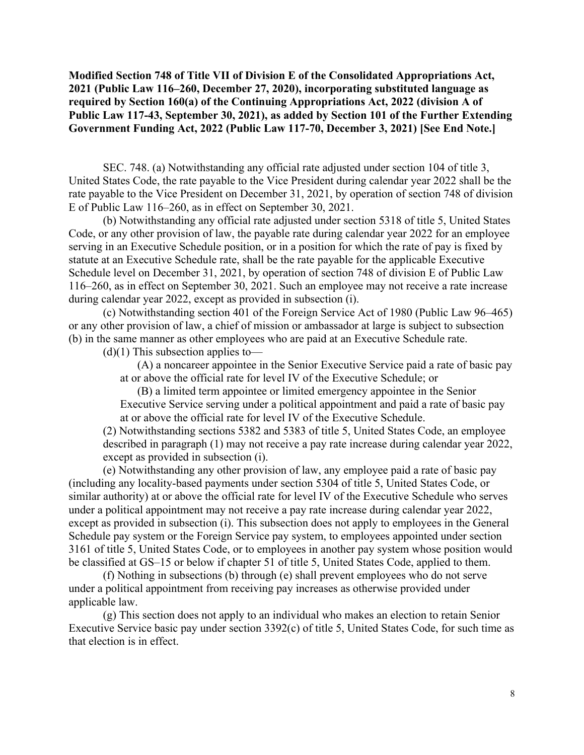**Modified Section 748 of Title VII of Division E of the Consolidated Appropriations Act, 2021 (Public Law 116–260, December 27, 2020), incorporating substituted language as required by Section 160(a) of the Continuing Appropriations Act, 2022 (division A of Public Law 117-43, September 30, 2021), as added by Section 101 of the Further Extending Government Funding Act, 2022 (Public Law 117-70, December 3, 2021) [See End Note.]**

SEC. 748. (a) Notwithstanding any official rate adjusted under section 104 of title 3, United States Code, the rate payable to the Vice President during calendar year 2022 shall be the rate payable to the Vice President on December 31, 2021, by operation of section 748 of division E of Public Law 116–260, as in effect on September 30, 2021.

(b) Notwithstanding any official rate adjusted under section 5318 of title 5, United States Code, or any other provision of law, the payable rate during calendar year 2022 for an employee serving in an Executive Schedule position, or in a position for which the rate of pay is fixed by statute at an Executive Schedule rate, shall be the rate payable for the applicable Executive Schedule level on December 31, 2021, by operation of section 748 of division E of Public Law 116–260, as in effect on September 30, 2021. Such an employee may not receive a rate increase during calendar year 2022, except as provided in subsection (i).

(c) Notwithstanding section 401 of the Foreign Service Act of 1980 (Public Law 96–465) or any other provision of law, a chief of mission or ambassador at large is subject to subsection (b) in the same manner as other employees who are paid at an Executive Schedule rate.

(d)(1) This subsection applies to—

(A) a noncareer appointee in the Senior Executive Service paid a rate of basic pay at or above the official rate for level IV of the Executive Schedule; or

(B) a limited term appointee or limited emergency appointee in the Senior Executive Service serving under a political appointment and paid a rate of basic pay at or above the official rate for level IV of the Executive Schedule.

(2) Notwithstanding sections 5382 and 5383 of title 5, United States Code, an employee described in paragraph (1) may not receive a pay rate increase during calendar year 2022, except as provided in subsection (i).

(e) Notwithstanding any other provision of law, any employee paid a rate of basic pay (including any locality-based payments under section 5304 of title 5, United States Code, or similar authority) at or above the official rate for level IV of the Executive Schedule who serves under a political appointment may not receive a pay rate increase during calendar year 2022, except as provided in subsection (i). This subsection does not apply to employees in the General Schedule pay system or the Foreign Service pay system, to employees appointed under section 3161 of title 5, United States Code, or to employees in another pay system whose position would be classified at GS–15 or below if chapter 51 of title 5, United States Code, applied to them.

(f) Nothing in subsections (b) through (e) shall prevent employees who do not serve under a political appointment from receiving pay increases as otherwise provided under applicable law.

(g) This section does not apply to an individual who makes an election to retain Senior Executive Service basic pay under section 3392(c) of title 5, United States Code, for such time as that election is in effect.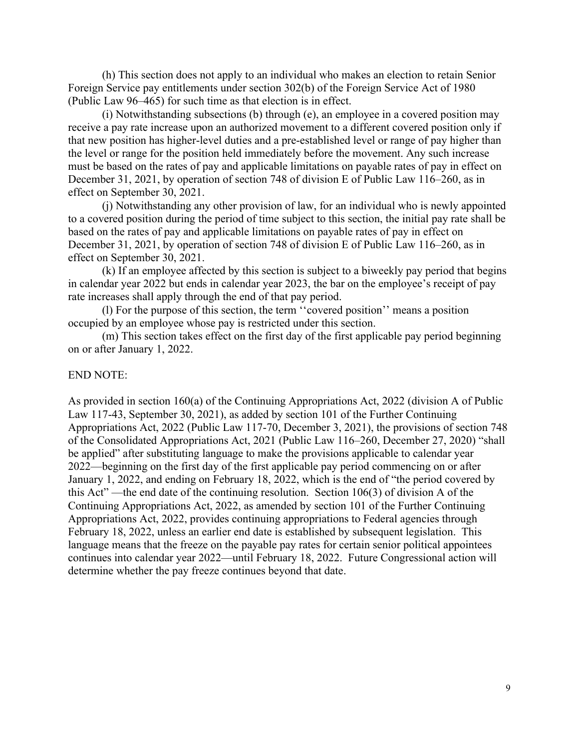(h) This section does not apply to an individual who makes an election to retain Senior Foreign Service pay entitlements under section 302(b) of the Foreign Service Act of 1980 (Public Law 96–465) for such time as that election is in effect.

(i) Notwithstanding subsections (b) through (e), an employee in a covered position may receive a pay rate increase upon an authorized movement to a different covered position only if that new position has higher-level duties and a pre-established level or range of pay higher than the level or range for the position held immediately before the movement. Any such increase must be based on the rates of pay and applicable limitations on payable rates of pay in effect on December 31, 2021, by operation of section 748 of division E of Public Law 116–260, as in effect on September 30, 2021.

(j) Notwithstanding any other provision of law, for an individual who is newly appointed to a covered position during the period of time subject to this section, the initial pay rate shall be based on the rates of pay and applicable limitations on payable rates of pay in effect on December 31, 2021, by operation of section 748 of division E of Public Law 116–260, as in effect on September 30, 2021.

(k) If an employee affected by this section is subject to a biweekly pay period that begins in calendar year 2022 but ends in calendar year 2023, the bar on the employee's receipt of pay rate increases shall apply through the end of that pay period.

(l) For the purpose of this section, the term ''covered position'' means a position occupied by an employee whose pay is restricted under this section.

(m) This section takes effect on the first day of the first applicable pay period beginning on or after January 1, 2022.

END NOTE:

As provided in section 160(a) of the Continuing Appropriations Act, 2022 (division A of Public Law 117-43, September 30, 2021), as added by section 101 of the Further Continuing Appropriations Act, 2022 (Public Law 117-70, December 3, 2021), the provisions of section 748 of the Consolidated Appropriations Act, 2021 (Public Law 116–260, December 27, 2020) "shall be applied" after substituting language to make the provisions applicable to calendar year 2022—beginning on the first day of the first applicable pay period commencing on or after January 1, 2022, and ending on February 18, 2022, which is the end of "the period covered by this Act" —the end date of the continuing resolution. Section 106(3) of division A of the Continuing Appropriations Act, 2022, as amended by section 101 of the Further Continuing Appropriations Act, 2022, provides continuing appropriations to Federal agencies through February 18, 2022, unless an earlier end date is established by subsequent legislation. This language means that the freeze on the payable pay rates for certain senior political appointees continues into calendar year 2022—until February 18, 2022. Future Congressional action will determine whether the pay freeze continues beyond that date.